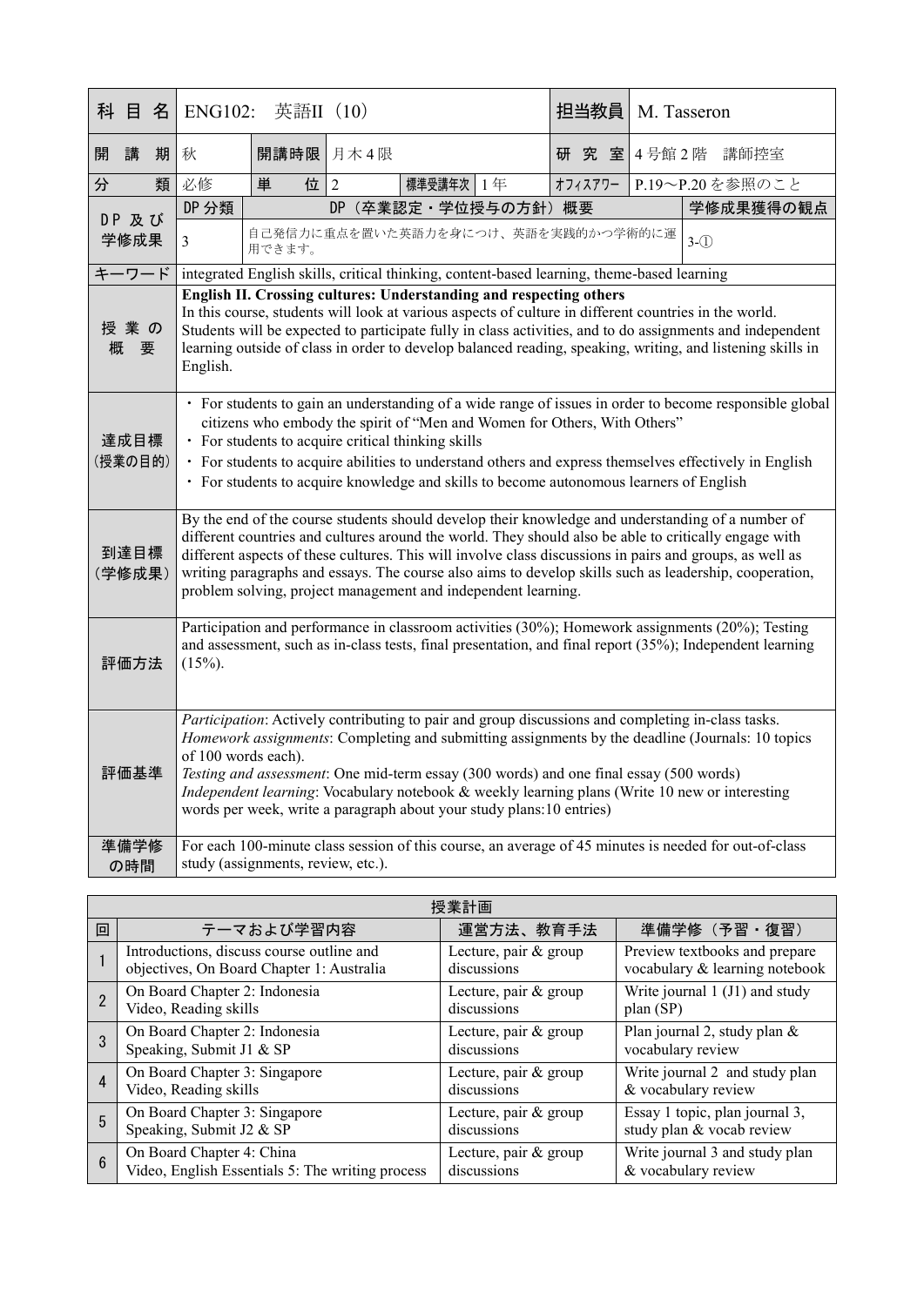| 科目名 | ENG102: 英語II (10) | | | | | 担当教員 | M. Tasseron | |
|---|---|---|---|---|---|---|---|---|
| 開講期 | 秋 | 開講時限 | 月木4限 | | | 研究室 | 4号館2階 講師控室 | |
| 分類 | 必修 | 単位 | 2 | 標準受講年次 | 1年 | オフィスアワー | P.19～P.20を参照のこと | |
| DP及び学修成果 | DP分類 | DP（卒業認定・学位授与の方針）概要 | | | | | | 学修成果獲得の観点 |
| | 3 | 自己発信力に重点を置いた英語力を身につけ、英語を実践的かつ学術的に運用できます。 | | | | | | 3-① |
| キーワード | integrated English skills, critical thinking, content-based learning, theme-based learning | | | | | | | |
| 授業の概要 | **English II. Crossing cultures: Understanding and respecting others**<br>In this course, students will look at various aspects of culture in different countries in the world. Students will be expected to participate fully in class activities, and to do assignments and independent learning outside of class in order to develop balanced reading, speaking, writing, and listening skills in English. | | | | | | | |
| 達成目標（授業の目的） | ・For students to gain an understanding of a wide range of issues in order to become responsible global citizens who embody the spirit of "Men and Women for Others, With Others"<br>・For students to acquire critical thinking skills<br>・For students to acquire abilities to understand others and express themselves effectively in English<br>・For students to acquire knowledge and skills to become autonomous learners of English | | | | | | | |
| 到達目標（学修成果） | By the end of the course students should develop their knowledge and understanding of a number of different countries and cultures around the world. They should also be able to critically engage with different aspects of these cultures. This will involve class discussions in pairs and groups, as well as writing paragraphs and essays. The course also aims to develop skills such as leadership, cooperation, problem solving, project management and independent learning. | | | | | | | |
| 評価方法 | Participation and performance in classroom activities (30%); Homework assignments (20%); Testing and assessment, such as in-class tests, final presentation, and final report (35%); Independent learning (15%). | | | | | | | |
| 評価基準 | *Participation*: Actively contributing to pair and group discussions and completing in-class tasks.<br>*Homework assignments*: Completing and submitting assignments by the deadline (Journals: 10 topics of 100 words each).<br>*Testing and assessment*: One mid-term essay (300 words) and one final essay (500 words)<br>*Independent learning*: Vocabulary notebook & weekly learning plans (Write 10 new or interesting words per week, write a paragraph about your study plans:10 entries) | | | | | | | |
| 準備学修の時間 | For each 100-minute class session of this course, an average of 45 minutes is needed for out-of-class study (assignments, review, etc.). | | | | | | | |

**授業計画**

| 回 | テーマおよび学習内容 | 運営方法、教育手法 | 準備学修（予習・復習） |
|---|---|---|---|
| 1 | Introductions, discuss course outline and objectives, On Board Chapter 1: Australia | Lecture, pair & group discussions | Preview textbooks and prepare vocabulary & learning notebook |
| 2 | On Board Chapter 2: Indonesia<br>Video, Reading skills | Lecture, pair & group discussions | Write journal 1 (J1) and study plan (SP) |
| 3 | On Board Chapter 2: Indonesia<br>Speaking, Submit J1 & SP | Lecture, pair & group discussions | Plan journal 2, study plan & vocabulary review |
| 4 | On Board Chapter 3: Singapore<br>Video, Reading skills | Lecture, pair & group discussions | Write journal 2 and study plan & vocabulary review |
| 5 | On Board Chapter 3: Singapore<br>Speaking, Submit J2 & SP | Lecture, pair & group discussions | Essay 1 topic, plan journal 3, study plan & vocab review |
| 6 | On Board Chapter 4: China<br>Video, English Essentials 5: The writing process | Lecture, pair & group discussions | Write journal 3 and study plan & vocabulary review |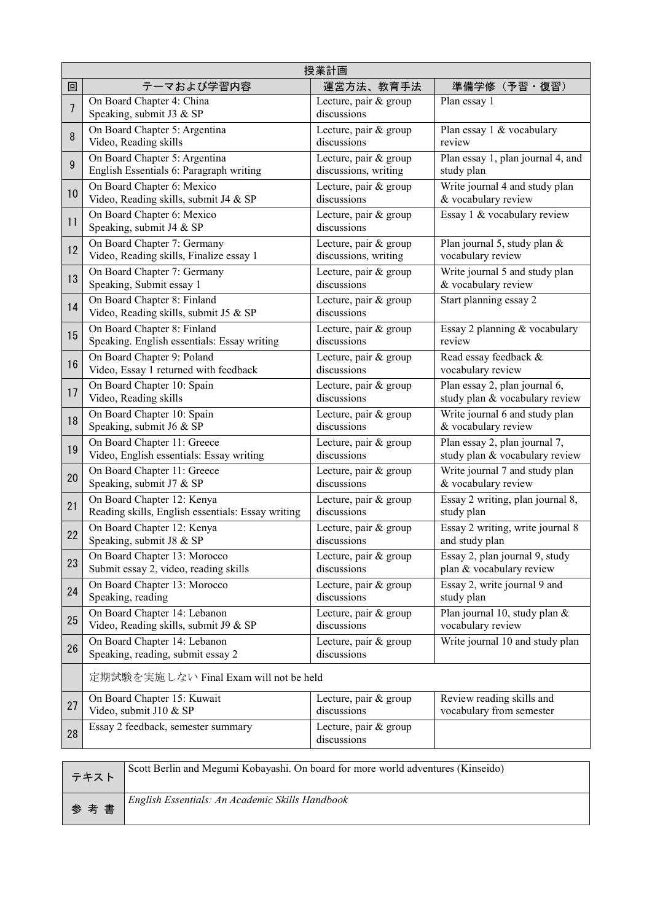| 授業計画 | | | |
|---|---|---|---|
| 回 | テーマおよび学習内容 | 運営方法、教育手法 | 準備学修（予習・復習） |
| 7 | On Board Chapter 4: China<br>Speaking, submit J3 & SP | Lecture, pair & group discussions | Plan essay 1 |
| 8 | On Board Chapter 5: Argentina<br>Video, Reading skills | Lecture, pair & group discussions | Plan essay 1 & vocabulary review |
| 9 | On Board Chapter 5: Argentina<br>English Essentials 6: Paragraph writing | Lecture, pair & group discussions, writing | Plan essay 1, plan journal 4, and study plan |
| 10 | On Board Chapter 6: Mexico<br>Video, Reading skills, submit J4 & SP | Lecture, pair & group discussions | Write journal 4 and study plan & vocabulary review |
| 11 | On Board Chapter 6: Mexico<br>Speaking, submit J4 & SP | Lecture, pair & group discussions | Essay 1 & vocabulary review |
| 12 | On Board Chapter 7: Germany<br>Video, Reading skills, Finalize essay 1 | Lecture, pair & group discussions, writing | Plan journal 5, study plan & vocabulary review |
| 13 | On Board Chapter 7: Germany<br>Speaking, Submit essay 1 | Lecture, pair & group discussions | Write journal 5 and study plan & vocabulary review |
| 14 | On Board Chapter 8: Finland<br>Video, Reading skills, submit J5 & SP | Lecture, pair & group discussions | Start planning essay 2 |
| 15 | On Board Chapter 8: Finland<br>Speaking. English essentials: Essay writing | Lecture, pair & group discussions | Essay 2 planning & vocabulary review |
| 16 | On Board Chapter 9: Poland<br>Video, Essay 1 returned with feedback | Lecture, pair & group discussions | Read essay feedback & vocabulary review |
| 17 | On Board Chapter 10: Spain<br>Video, Reading skills | Lecture, pair & group discussions | Plan essay 2, plan journal 6, study plan & vocabulary review |
| 18 | On Board Chapter 10: Spain<br>Speaking, submit J6 & SP | Lecture, pair & group discussions | Write journal 6 and study plan & vocabulary review |
| 19 | On Board Chapter 11: Greece<br>Video, English essentials: Essay writing | Lecture, pair & group discussions | Plan essay 2, plan journal 7, study plan & vocabulary review |
| 20 | On Board Chapter 11: Greece<br>Speaking, submit J7 & SP | Lecture, pair & group discussions | Write journal 7 and study plan & vocabulary review |
| 21 | On Board Chapter 12: Kenya<br>Reading skills, English essentials: Essay writing | Lecture, pair & group discussions | Essay 2 writing, plan journal 8, study plan |
| 22 | On Board Chapter 12: Kenya<br>Speaking, submit J8 & SP | Lecture, pair & group discussions | Essay 2 writing, write journal 8 and study plan |
| 23 | On Board Chapter 13: Morocco<br>Submit essay 2, video, reading skills | Lecture, pair & group discussions | Essay 2, plan journal 9, study plan & vocabulary review |
| 24 | On Board Chapter 13: Morocco<br>Speaking, reading | Lecture, pair & group discussions | Essay 2, write journal 9 and study plan |
| 25 | On Board Chapter 14: Lebanon<br>Video, Reading skills, submit J9 & SP | Lecture, pair & group discussions | Plan journal 10, study plan & vocabulary review |
| 26 | On Board Chapter 14: Lebanon<br>Speaking, reading, submit essay 2 | Lecture, pair & group discussions | Write journal 10 and study plan |
| | 定期試験を実施しない Final Exam will not be held | | |
| 27 | On Board Chapter 15: Kuwait<br>Video, submit J10 & SP | Lecture, pair & group discussions | Review reading skills and vocabulary from semester |
| 28 | Essay 2 feedback, semester summary | Lecture, pair & group discussions | |

| | |
|---|---|
| テキスト | Scott Berlin and Megumi Kobayashi. On board for more world adventures (Kinseido) |
| 参考書 | *English Essentials: An Academic Skills Handbook* |